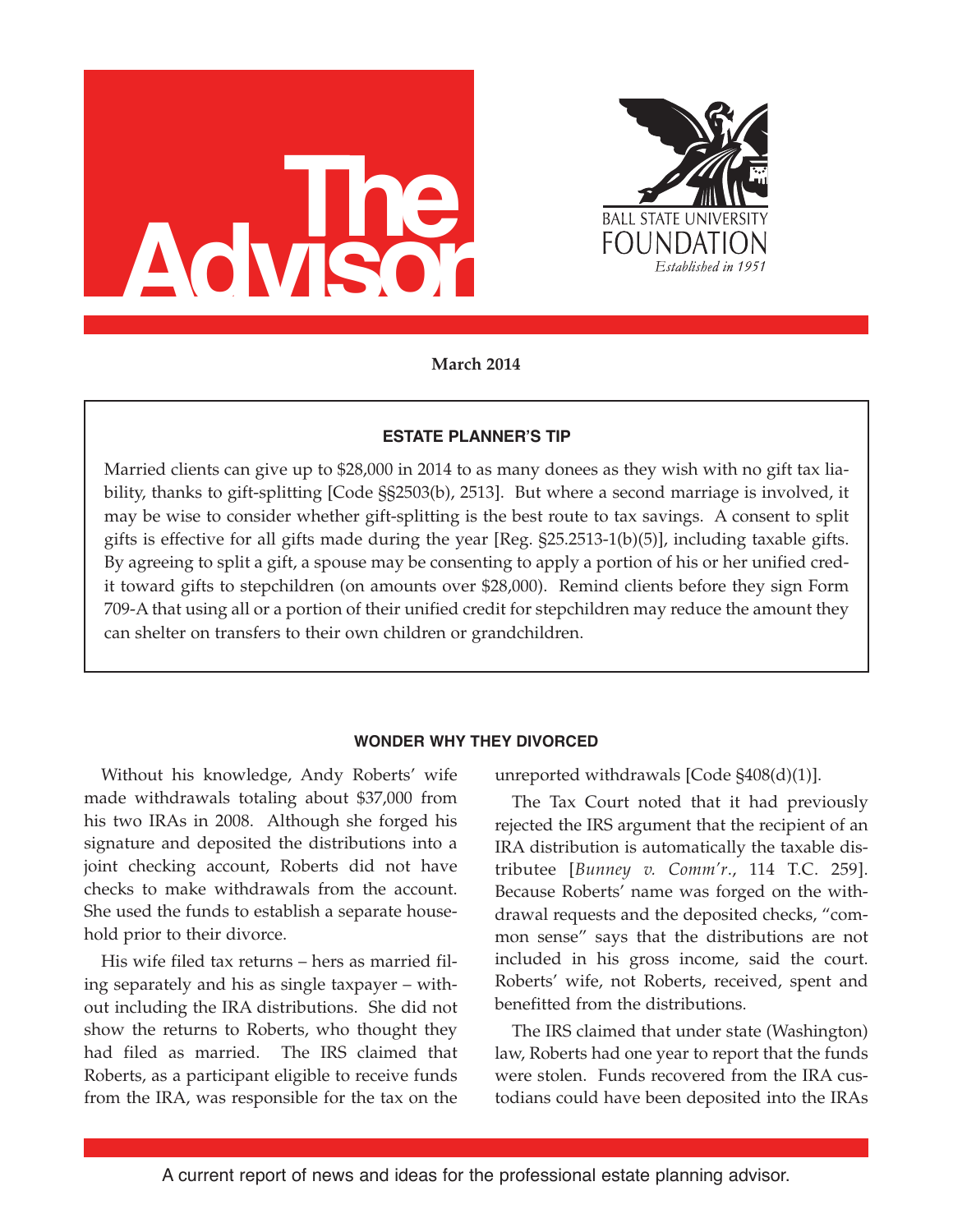# The Advisor

BALL STATE UNIVERSITY FOUNDATION
*Established in 1951*

**March 2014**

### ESTATE PLANNER'S TIP

Married clients can give up to $28,000 in 2014 to as many donees as they wish with no gift tax liability, thanks to gift-splitting [Code §§2503(b), 2513]. But where a second marriage is involved, it may be wise to consider whether gift-splitting is the best route to tax savings. A consent to split gifts is effective for all gifts made during the year [Reg. §25.2513-1(b)(5)], including taxable gifts. By agreeing to split a gift, a spouse may be consenting to apply a portion of his or her unified credit toward gifts to stepchildren (on amounts over $28,000). Remind clients before they sign Form 709-A that using all or a portion of their unified credit for stepchildren may reduce the amount they can shelter on transfers to their own children or grandchildren.

### WONDER WHY THEY DIVORCED

Without his knowledge, Andy Roberts' wife made withdrawals totaling about $37,000 from his two IRAs in 2008. Although she forged his signature and deposited the distributions into a joint checking account, Roberts did not have checks to make withdrawals from the account. She used the funds to establish a separate household prior to their divorce.

His wife filed tax returns – hers as married filing separately and his as single taxpayer – without including the IRA distributions. She did not show the returns to Roberts, who thought they had filed as married. The IRS claimed that Roberts, as a participant eligible to receive funds from the IRA, was responsible for the tax on the unreported withdrawals [Code §408(d)(1)].

The Tax Court noted that it had previously rejected the IRS argument that the recipient of an IRA distribution is automatically the taxable distributee [*Bunney v. Comm'r.*, 114 T.C. 259]. Because Roberts' name was forged on the withdrawal requests and the deposited checks, "common sense" says that the distributions are not included in his gross income, said the court. Roberts' wife, not Roberts, received, spent and benefitted from the distributions.

The IRS claimed that under state (Washington) law, Roberts had one year to report that the funds were stolen. Funds recovered from the IRA custodians could have been deposited into the IRAs

A current report of news and ideas for the professional estate planning advisor.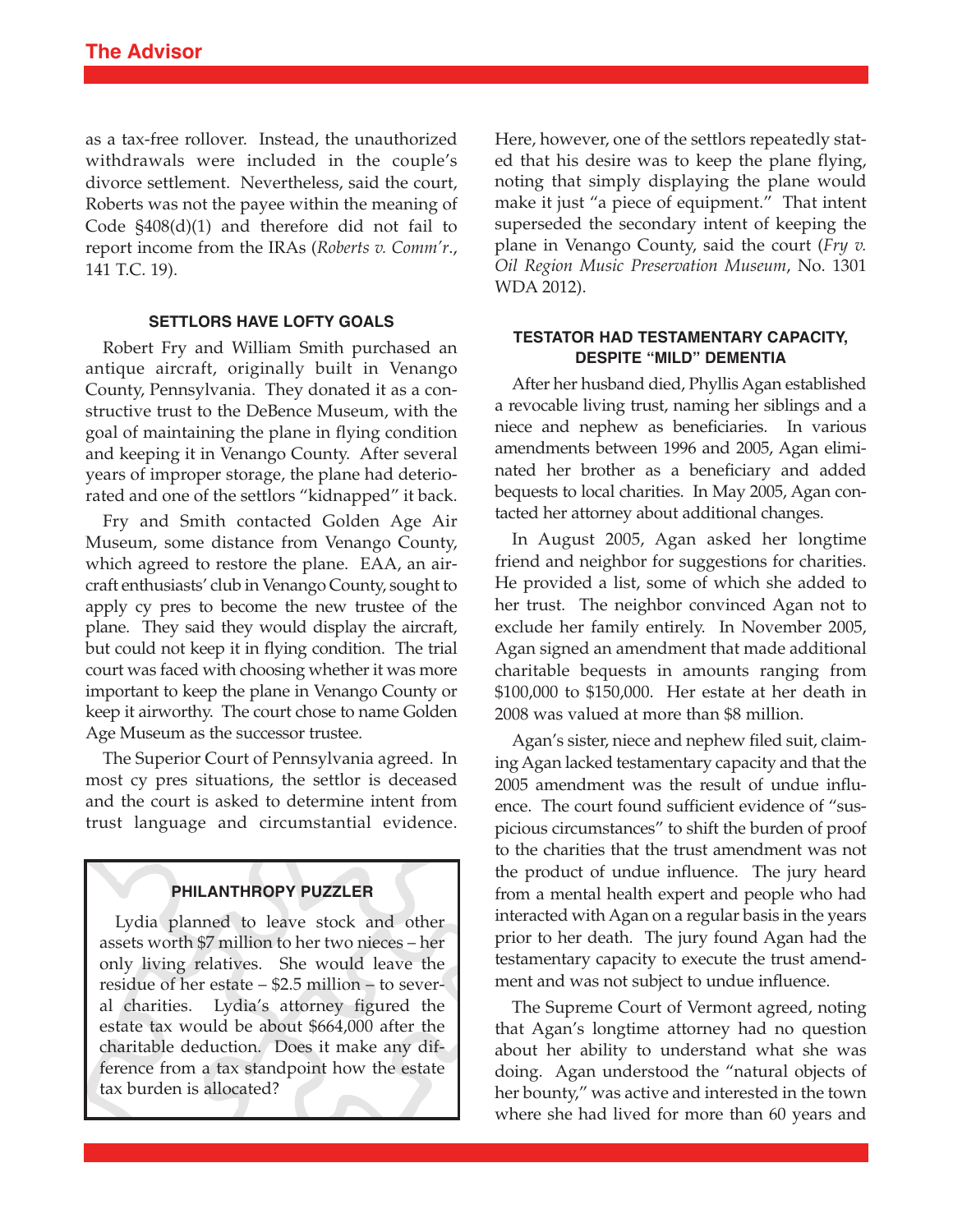as a tax-free rollover. Instead, the unauthorized withdrawals were included in the couple's divorce settlement. Nevertheless, said the court, Roberts was not the payee within the meaning of Code §408(d)(1) and therefore did not fail to report income from the IRAs (*Roberts v. Comm'r*., 141 T.C. 19).

### SETTLORS HAVE LOFTY GOALS

Robert Fry and William Smith purchased an antique aircraft, originally built in Venango County, Pennsylvania. They donated it as a constructive trust to the DeBence Museum, with the goal of maintaining the plane in flying condition and keeping it in Venango County. After several years of improper storage, the plane had deteriorated and one of the settlors "kidnapped" it back.

Fry and Smith contacted Golden Age Air Museum, some distance from Venango County, which agreed to restore the plane. EAA, an aircraft enthusiasts' club in Venango County, sought to apply cy pres to become the new trustee of the plane. They said they would display the aircraft, but could not keep it in flying condition. The trial court was faced with choosing whether it was more important to keep the plane in Venango County or keep it airworthy. The court chose to name Golden Age Museum as the successor trustee.

The Superior Court of Pennsylvania agreed. In most cy pres situations, the settlor is deceased and the court is asked to determine intent from trust language and circumstantial evidence. Here, however, one of the settlors repeatedly stated that his desire was to keep the plane flying, noting that simply displaying the plane would make it just "a piece of equipment." That intent superseded the secondary intent of keeping the plane in Venango County, said the court (*Fry v. Oil Region Music Preservation Museum*, No. 1301 WDA 2012).

### PHILANTHROPY PUZZLER

Lydia planned to leave stock and other assets worth $7 million to her two nieces – her only living relatives. She would leave the residue of her estate – $2.5 million – to several charities. Lydia's attorney figured the estate tax would be about $664,000 after the charitable deduction. Does it make any difference from a tax standpoint how the estate tax burden is allocated?

### TESTATOR HAD TESTAMENTARY CAPACITY, DESPITE "MILD" DEMENTIA

After her husband died, Phyllis Agan established a revocable living trust, naming her siblings and a niece and nephew as beneficiaries. In various amendments between 1996 and 2005, Agan eliminated her brother as a beneficiary and added bequests to local charities. In May 2005, Agan contacted her attorney about additional changes.

In August 2005, Agan asked her longtime friend and neighbor for suggestions for charities. He provided a list, some of which she added to her trust. The neighbor convinced Agan not to exclude her family entirely. In November 2005, Agan signed an amendment that made additional charitable bequests in amounts ranging from $100,000 to $150,000. Her estate at her death in 2008 was valued at more than $8 million.

Agan's sister, niece and nephew filed suit, claiming Agan lacked testamentary capacity and that the 2005 amendment was the result of undue influence. The court found sufficient evidence of "suspicious circumstances" to shift the burden of proof to the charities that the trust amendment was not the product of undue influence. The jury heard from a mental health expert and people who had interacted with Agan on a regular basis in the years prior to her death. The jury found Agan had the testamentary capacity to execute the trust amendment and was not subject to undue influence.

The Supreme Court of Vermont agreed, noting that Agan's longtime attorney had no question about her ability to understand what she was doing. Agan understood the "natural objects of her bounty," was active and interested in the town where she had lived for more than 60 years and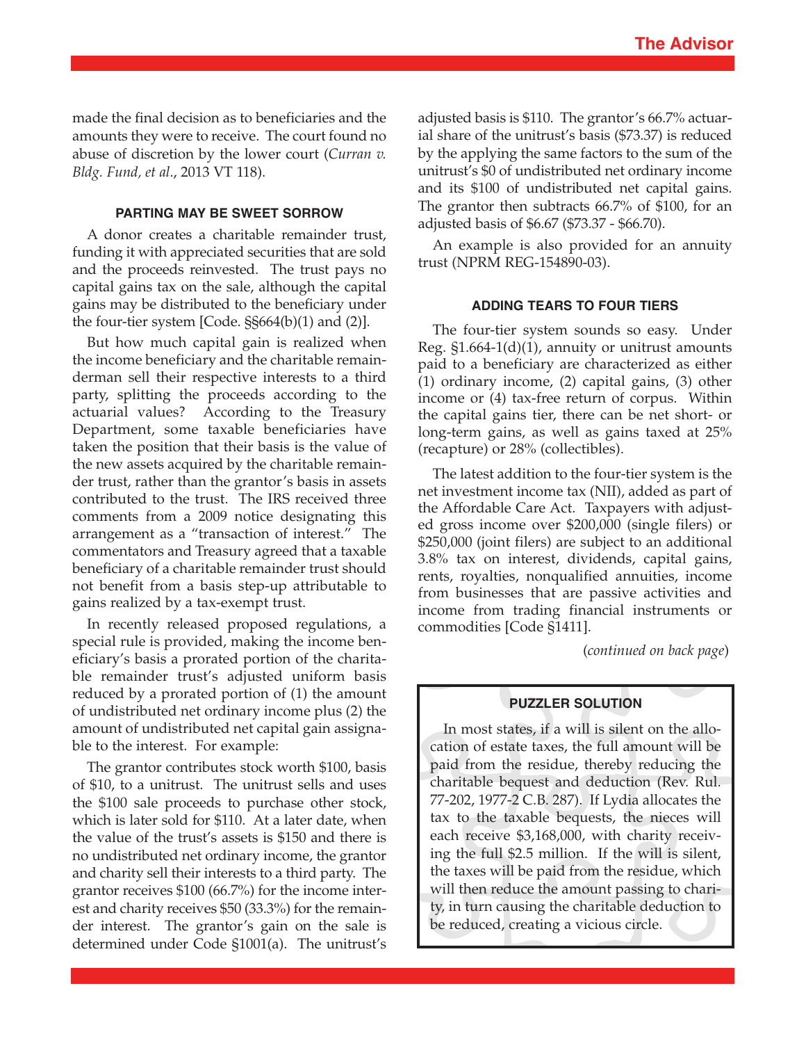made the final decision as to beneficiaries and the amounts they were to receive. The court found no abuse of discretion by the lower court (*Curran v. Bldg. Fund, et al.*, 2013 VT 118).

### PARTING MAY BE SWEET SORROW

A donor creates a charitable remainder trust, funding it with appreciated securities that are sold and the proceeds reinvested. The trust pays no capital gains tax on the sale, although the capital gains may be distributed to the beneficiary under the four-tier system [Code. §§664(b)(1) and (2)].

But how much capital gain is realized when the income beneficiary and the charitable remainderman sell their respective interests to a third party, splitting the proceeds according to the actuarial values? According to the Treasury Department, some taxable beneficiaries have taken the position that their basis is the value of the new assets acquired by the charitable remainder trust, rather than the grantor's basis in assets contributed to the trust. The IRS received three comments from a 2009 notice designating this arrangement as a "transaction of interest." The commentators and Treasury agreed that a taxable beneficiary of a charitable remainder trust should not benefit from a basis step-up attributable to gains realized by a tax-exempt trust.

In recently released proposed regulations, a special rule is provided, making the income beneficiary's basis a prorated portion of the charitable remainder trust's adjusted uniform basis reduced by a prorated portion of (1) the amount of undistributed net ordinary income plus (2) the amount of undistributed net capital gain assignable to the interest. For example:

The grantor contributes stock worth $100, basis of $10, to a unitrust. The unitrust sells and uses the $100 sale proceeds to purchase other stock, which is later sold for $110. At a later date, when the value of the trust's assets is $150 and there is no undistributed net ordinary income, the grantor and charity sell their interests to a third party. The grantor receives $100 (66.7%) for the income interest and charity receives $50 (33.3%) for the remainder interest. The grantor's gain on the sale is determined under Code §1001(a). The unitrust's adjusted basis is $110. The grantor's 66.7% actuarial share of the unitrust's basis ($73.37) is reduced by the applying the same factors to the sum of the unitrust's $0 of undistributed net ordinary income and its $100 of undistributed net capital gains. The grantor then subtracts 66.7% of $100, for an adjusted basis of $6.67 ($73.37 - $66.70).

An example is also provided for an annuity trust (NPRM REG-154890-03).

### ADDING TEARS TO FOUR TIERS

The four-tier system sounds so easy. Under Reg. §1.664-1(d)(1), annuity or unitrust amounts paid to a beneficiary are characterized as either (1) ordinary income, (2) capital gains, (3) other income or (4) tax-free return of corpus. Within the capital gains tier, there can be net short- or long-term gains, as well as gains taxed at 25% (recapture) or 28% (collectibles).

The latest addition to the four-tier system is the net investment income tax (NII), added as part of the Affordable Care Act. Taxpayers with adjusted gross income over $200,000 (single filers) or $250,000 (joint filers) are subject to an additional 3.8% tax on interest, dividends, capital gains, rents, royalties, nonqualified annuities, income from businesses that are passive activities and income from trading financial instruments or commodities [Code §1411].

(*continued on back page*)

### PUZZLER SOLUTION

In most states, if a will is silent on the allocation of estate taxes, the full amount will be paid from the residue, thereby reducing the charitable bequest and deduction (Rev. Rul. 77-202, 1977-2 C.B. 287). If Lydia allocates the tax to the taxable bequests, the nieces will each receive $3,168,000, with charity receiving the full $2.5 million. If the will is silent, the taxes will be paid from the residue, which will then reduce the amount passing to charity, in turn causing the charitable deduction to be reduced, creating a vicious circle.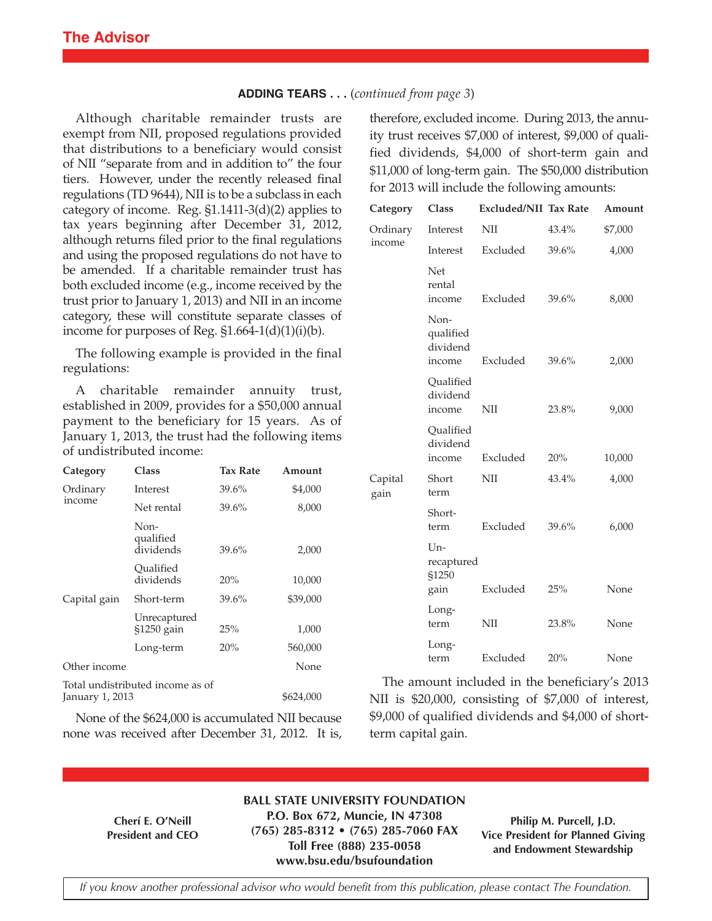**ADDING TEARS . . .** (*continued from page 3*)

Although charitable remainder trusts are exempt from NII, proposed regulations provided that distributions to a beneficiary would consist of NII "separate from and in addition to" the four tiers. However, under the recently released final regulations (TD 9644), NII is to be a subclass in each category of income. Reg. §1.1411-3(d)(2) applies to tax years beginning after December 31, 2012, although returns filed prior to the final regulations and using the proposed regulations do not have to be amended. If a charitable remainder trust has both excluded income (e.g., income received by the trust prior to January 1, 2013) and NII in an income category, these will constitute separate classes of income for purposes of Reg. §1.664-1(d)(1)(i)(b).

The following example is provided in the final regulations:

A charitable remainder annuity trust, established in 2009, provides for a $50,000 annual payment to the beneficiary for 15 years. As of January 1, 2013, the trust had the following items of undistributed income:

| Category | Class | Tax Rate | Amount |
|---|---|---|---|
| Ordinary income | Interest | 39.6% | $4,000 |
| | Net rental | 39.6% | 8,000 |
| | Non-qualified dividends | 39.6% | 2,000 |
| | Qualified dividends | 20% | 10,000 |
| Capital gain | Short-term | 39.6% | $39,000 |
| | Unrecaptured §1250 gain | 25% | 1,000 |
| | Long-term | 20% | 560,000 |
| Other income | | | None |
| Total undistributed income as of January 1, 2013 | | | $624,000 |

None of the $624,000 is accumulated NII because none was received after December 31, 2012. It is, therefore, excluded income. During 2013, the annuity trust receives $7,000 of interest, $9,000 of qualified dividends, $4,000 of short-term gain and $11,000 of long-term gain. The $50,000 distribution for 2013 will include the following amounts:

| Category | Class | Excluded/NII | Tax Rate | Amount |
|---|---|---|---|---|
| Ordinary income | Interest | NII | 43.4% | $7,000 |
| | Interest | Excluded | 39.6% | 4,000 |
| | Net rental income | Excluded | 39.6% | 8,000 |
| | Non-qualified dividend income | Excluded | 39.6% | 2,000 |
| | Qualified dividend income | NII | 23.8% | 9,000 |
| | Qualified dividend income | Excluded | 20% | 10,000 |
| Capital gain | Short term | NII | 43.4% | 4,000 |
| | Short-term | Excluded | 39.6% | 6,000 |
| | Unrecaptured §1250 gain | Excluded | 25% | None |
| | Long-term | NII | 23.8% | None |
| | Long-term | Excluded | 20% | None |

The amount included in the beneficiary's 2013 NII is $20,000, consisting of $7,000 of interest, $9,000 of qualified dividends and $4,000 of short-term capital gain.

**Cherí E. O'Neill**
**President and CEO**

**BALL STATE UNIVERSITY FOUNDATION**
**P.O. Box 672, Muncie, IN 47308**
**(765) 285-8312 • (765) 285-7060 FAX**
**Toll Free (888) 235-0058**
**www.bsu.edu/bsufoundation**

**Philip M. Purcell, J.D.**
**Vice President for Planned Giving and Endowment Stewardship**

*If you know another professional advisor who would benefit from this publication, please contact The Foundation.*